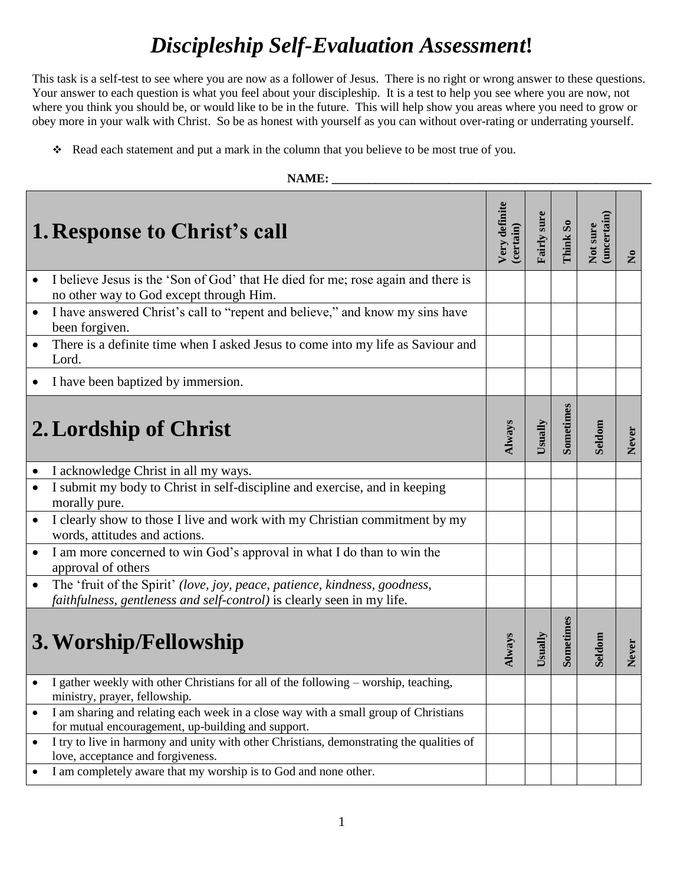# *Discipleship Self-Evaluation Assessment*!

This task is a self-test to see where you are now as a follower of Jesus. There is no right or wrong answer to these questions. Your answer to each question is what you feel about your discipleship. It is a test to help you see where you are now, not where you think you should be, or would like to be in the future. This will help show you areas where you need to grow or obey more in your walk with Christ. So be as honest with yourself as you can without over-rating or underrating yourself.

- ❖ Read each statement and put a mark in the column that you believe to be most true of you.

**NAME: \_\_\_\_\_\_\_\_\_\_\_\_\_\_\_\_\_\_\_\_\_\_\_\_\_\_\_\_\_\_\_\_\_\_\_\_\_\_\_\_\_\_\_\_\_\_\_\_\_\_\_\_\_\_**

| **1. Response to Christ's call** | **Very definite (certain)** | **Fairly sure** | **Think So** | **Not sure (uncertain)** | **No** |
|---|---|---|---|---|---|
| • I believe Jesus is the 'Son of God' that He died for me; rose again and there is no other way to God except through Him. | | | | | |
| • I have answered Christ's call to "repent and believe," and know my sins have been forgiven. | | | | | |
| • There is a definite time when I asked Jesus to come into my life as Saviour and Lord. | | | | | |
| • I have been baptized by immersion. | | | | | |

| **2. Lordship of Christ** | **Always** | **Usually** | **Sometimes** | **Seldom** | **Never** |
|---|---|---|---|---|---|
| • I acknowledge Christ in all my ways. | | | | | |
| • I submit my body to Christ in self-discipline and exercise, and in keeping morally pure. | | | | | |
| • I clearly show to those I live and work with my Christian commitment by my words, attitudes and actions. | | | | | |
| • I am more concerned to win God's approval in what I do than to win the approval of others | | | | | |
| • The 'fruit of the Spirit' *(love, joy, peace, patience, kindness, goodness, faithfulness, gentleness and self-control)* is clearly seen in my life. | | | | | |

| **3. Worship/Fellowship** | **Always** | **Usually** | **Sometimes** | **Seldom** | **Never** |
|---|---|---|---|---|---|
| • I gather weekly with other Christians for all of the following – worship, teaching, ministry, prayer, fellowship. | | | | | |
| • I am sharing and relating each week in a close way with a small group of Christians for mutual encouragement, up-building and support. | | | | | |
| • I try to live in harmony and unity with other Christians, demonstrating the qualities of love, acceptance and forgiveness. | | | | | |
| • I am completely aware that my worship is to God and none other. | | | | | |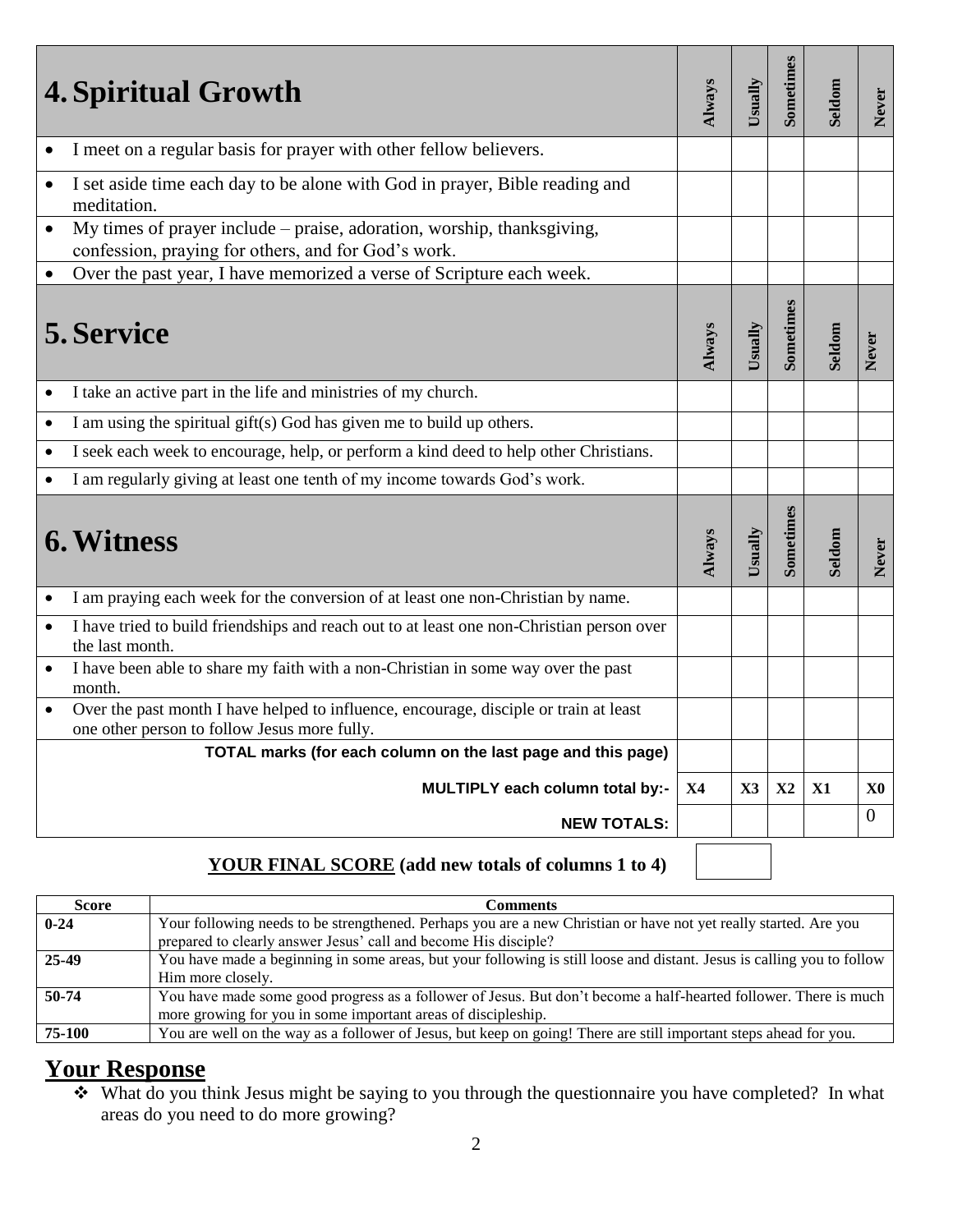| 4. Spiritual Growth | Always | Usually | Sometimes | Seldom | Never |
|---|---|---|---|---|---|
| • I meet on a regular basis for prayer with other fellow believers. | | | | | |
| • I set aside time each day to be alone with God in prayer, Bible reading and meditation. | | | | | |
| • My times of prayer include – praise, adoration, worship, thanksgiving, confession, praying for others, and for God's work. | | | | | |
| • Over the past year, I have memorized a verse of Scripture each week. | | | | | |
| **5. Service** | **Always** | **Usually** | **Sometimes** | **Seldom** | **Never** |
| • I take an active part in the life and ministries of my church. | | | | | |
| • I am using the spiritual gift(s) God has given me to build up others. | | | | | |
| • I seek each week to encourage, help, or perform a kind deed to help other Christians. | | | | | |
| • I am regularly giving at least one tenth of my income towards God's work. | | | | | |
| **6. Witness** | **Always** | **Usually** | **Sometimes** | **Seldom** | **Never** |
| • I am praying each week for the conversion of at least one non-Christian by name. | | | | | |
| • I have tried to build friendships and reach out to at least one non-Christian person over the last month. | | | | | |
| • I have been able to share my faith with a non-Christian in some way over the past month. | | | | | |
| • Over the past month I have helped to influence, encourage, disciple or train at least one other person to follow Jesus more fully. | | | | | |
| **TOTAL marks (for each column on the last page and this page)** | | | | | |
| **MULTIPLY each column total by:-** | **X4** | **X3** | **X2** | **X1** | **X0** |
| **NEW TOTALS:** | | | | | 0 |

**YOUR FINAL SCORE (add new totals of columns 1 to 4)**

| Score | Comments |
|---|---|
| 0-24 | Your following needs to be strengthened. Perhaps you are a new Christian or have not yet really started. Are you prepared to clearly answer Jesus' call and become His disciple? |
| 25-49 | You have made a beginning in some areas, but your following is still loose and distant. Jesus is calling you to follow Him more closely. |
| 50-74 | You have made some good progress as a follower of Jesus. But don't become a half-hearted follower. There is much more growing for you in some important areas of discipleship. |
| 75-100 | You are well on the way as a follower of Jesus, but keep on going! There are still important steps ahead for you. |

## Your Response

- What do you think Jesus might be saying to you through the questionnaire you have completed? In what areas do you need to do more growing?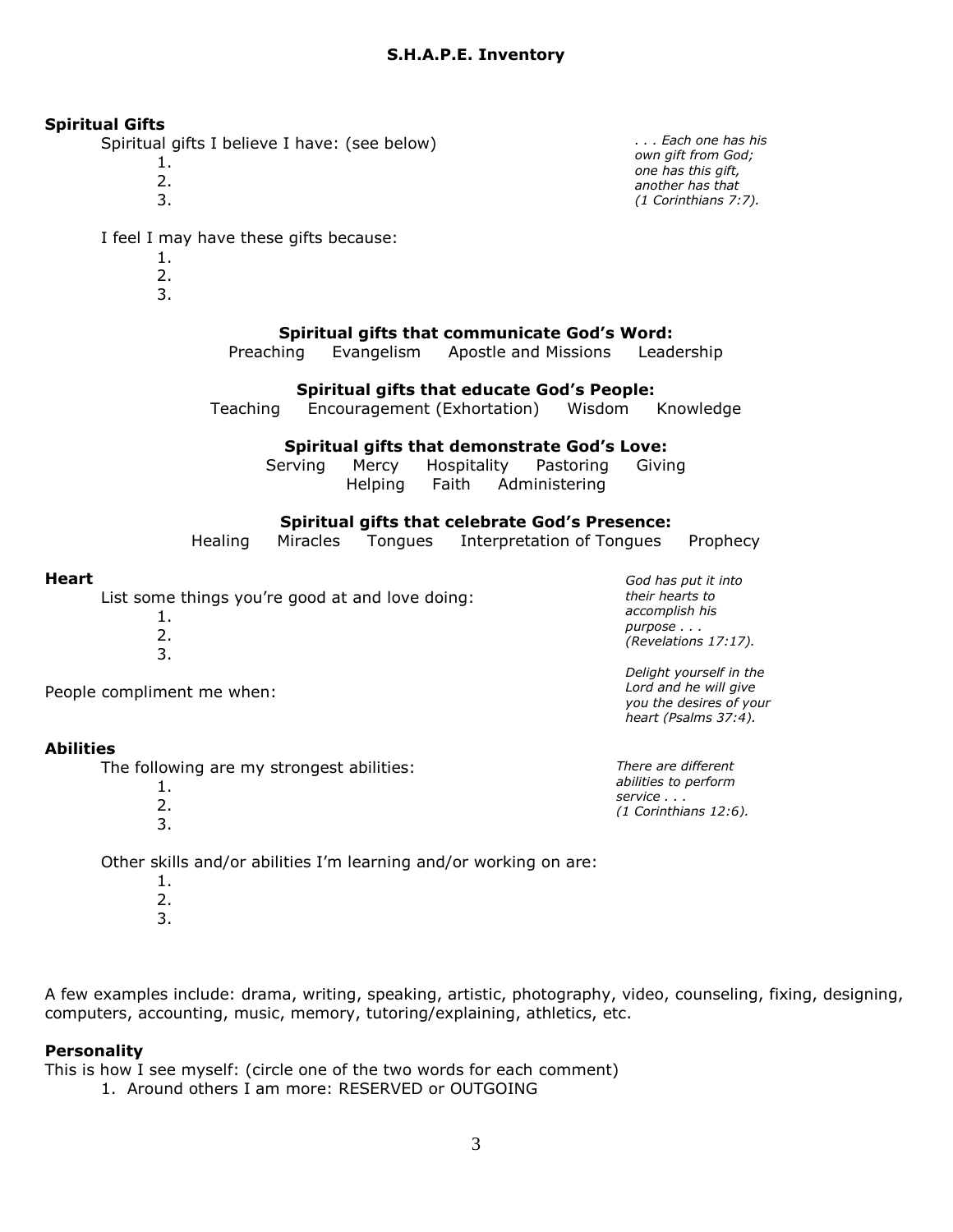## S.H.A.P.E. Inventory

**Spiritual Gifts**

Spiritual gifts I believe I have: (see below)

1.
2.
3.

*. . . Each one has his own gift from God; one has this gift, another has that (1 Corinthians 7:7).*

I feel I may have these gifts because:

1.
2.
3.

**Spiritual gifts that communicate God's Word:**

Preaching    Evangelism    Apostle and Missions    Leadership

**Spiritual gifts that educate God's People:**

Teaching    Encouragement (Exhortation)    Wisdom    Knowledge

**Spiritual gifts that demonstrate God's Love:**

Serving    Mercy    Hospitality    Pastoring    Giving
Helping    Faith    Administering

**Spiritual gifts that celebrate God's Presence:**

Healing    Miracles    Tongues    Interpretation of Tongues    Prophecy

**Heart**

List some things you're good at and love doing:

1.
2.
3.

*God has put it into their hearts to accomplish his purpose . . . (Revelations 17:17).*

*Delight yourself in the Lord and he will give you the desires of your heart (Psalms 37:4).*

People compliment me when:

**Abilities**

The following are my strongest abilities:

1.
2.
3.

*There are different abilities to perform service . . . (1 Corinthians 12:6).*

Other skills and/or abilities I'm learning and/or working on are:

1.
2.
3.

A few examples include: drama, writing, speaking, artistic, photography, video, counseling, fixing, designing, computers, accounting, music, memory, tutoring/explaining, athletics, etc.

**Personality**

This is how I see myself: (circle one of the two words for each comment)

1. Around others I am more: RESERVED or OUTGOING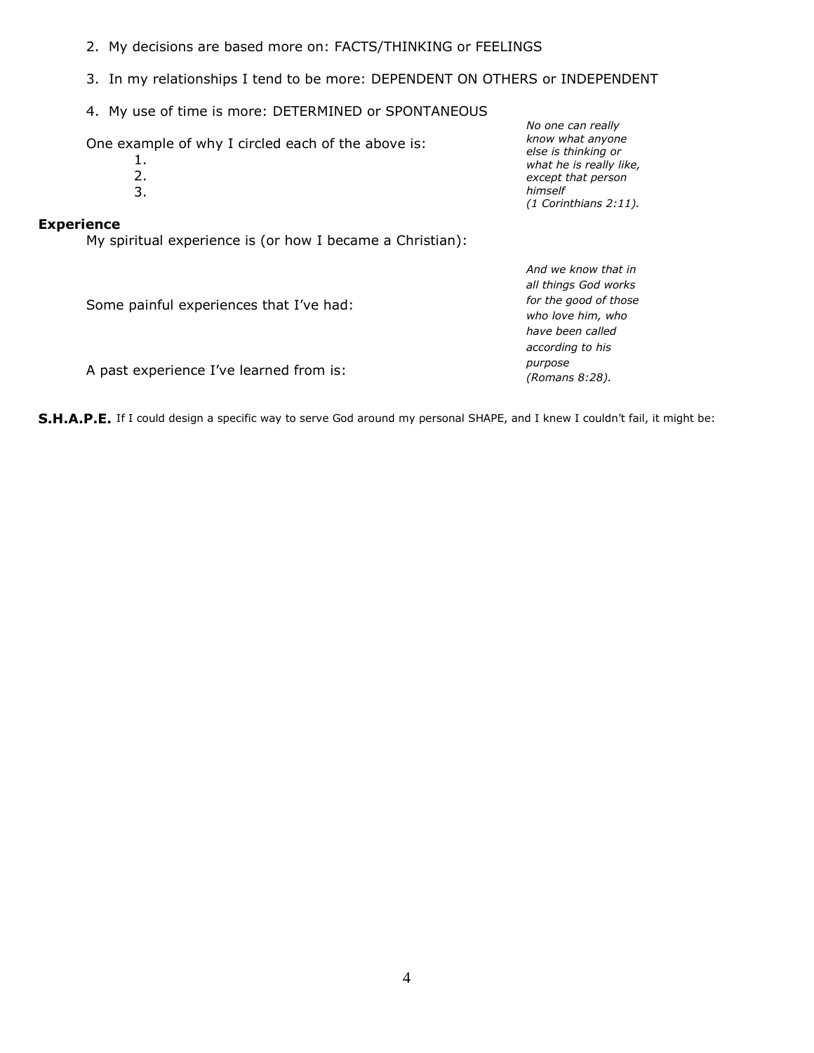2. My decisions are based more on: FACTS/THINKING or FEELINGS

3. In my relationships I tend to be more: DEPENDENT ON OTHERS or INDEPENDENT

4. My use of time is more: DETERMINED or SPONTANEOUS

One example of why I circled each of the above is:

1.
2.
3.

*No one can really know what anyone else is thinking or what he is really like, except that person himself (1 Corinthians 2:11).*

**Experience**

My spiritual experience is (or how I became a Christian):

Some painful experiences that I've had:

A past experience I've learned from is:

*And we know that in all things God works for the good of those who love him, who have been called according to his purpose (Romans 8:28).*

**S.H.A.P.E.** If I could design a specific way to serve God around my personal SHAPE, and I knew I couldn't fail, it might be: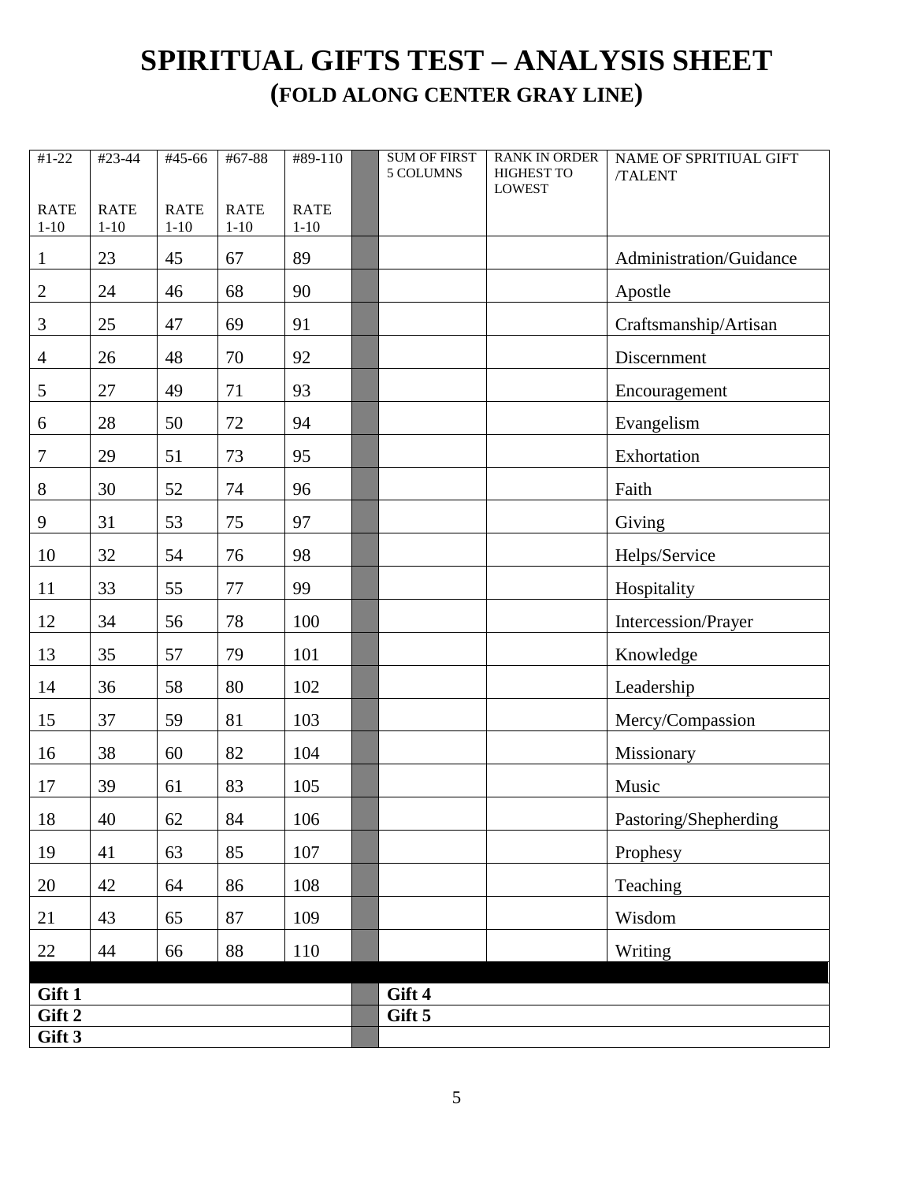# SPIRITUAL GIFTS TEST – ANALYSIS SHEET

## (FOLD ALONG CENTER GRAY LINE)

| #1-22 RATE 1-10 | #23-44 RATE 1-10 | #45-66 RATE 1-10 | #67-88 RATE 1-10 | #89-110 RATE 1-10 | | SUM OF FIRST 5 COLUMNS | RANK IN ORDER HIGHEST TO LOWEST | NAME OF SPRITIUAL GIFT /TALENT |
|---|---|---|---|---|---|---|---|---|
| 1 | 23 | 45 | 67 | 89 | | | | Administration/Guidance |
| 2 | 24 | 46 | 68 | 90 | | | | Apostle |
| 3 | 25 | 47 | 69 | 91 | | | | Craftsmanship/Artisan |
| 4 | 26 | 48 | 70 | 92 | | | | Discernment |
| 5 | 27 | 49 | 71 | 93 | | | | Encouragement |
| 6 | 28 | 50 | 72 | 94 | | | | Evangelism |
| 7 | 29 | 51 | 73 | 95 | | | | Exhortation |
| 8 | 30 | 52 | 74 | 96 | | | | Faith |
| 9 | 31 | 53 | 75 | 97 | | | | Giving |
| 10 | 32 | 54 | 76 | 98 | | | | Helps/Service |
| 11 | 33 | 55 | 77 | 99 | | | | Hospitality |
| 12 | 34 | 56 | 78 | 100 | | | | Intercession/Prayer |
| 13 | 35 | 57 | 79 | 101 | | | | Knowledge |
| 14 | 36 | 58 | 80 | 102 | | | | Leadership |
| 15 | 37 | 59 | 81 | 103 | | | | Mercy/Compassion |
| 16 | 38 | 60 | 82 | 104 | | | | Missionary |
| 17 | 39 | 61 | 83 | 105 | | | | Music |
| 18 | 40 | 62 | 84 | 106 | | | | Pastoring/Shepherding |
| 19 | 41 | 63 | 85 | 107 | | | | Prophesy |
| 20 | 42 | 64 | 86 | 108 | | | | Teaching |
| 21 | 43 | 65 | 87 | 109 | | | | Wisdom |
| 22 | 44 | 66 | 88 | 110 | | | | Writing |

| | | |
|---|---|---|
| **Gift 1** | | **Gift 4** |
| **Gift 2** | | **Gift 5** |
| **Gift 3** | | |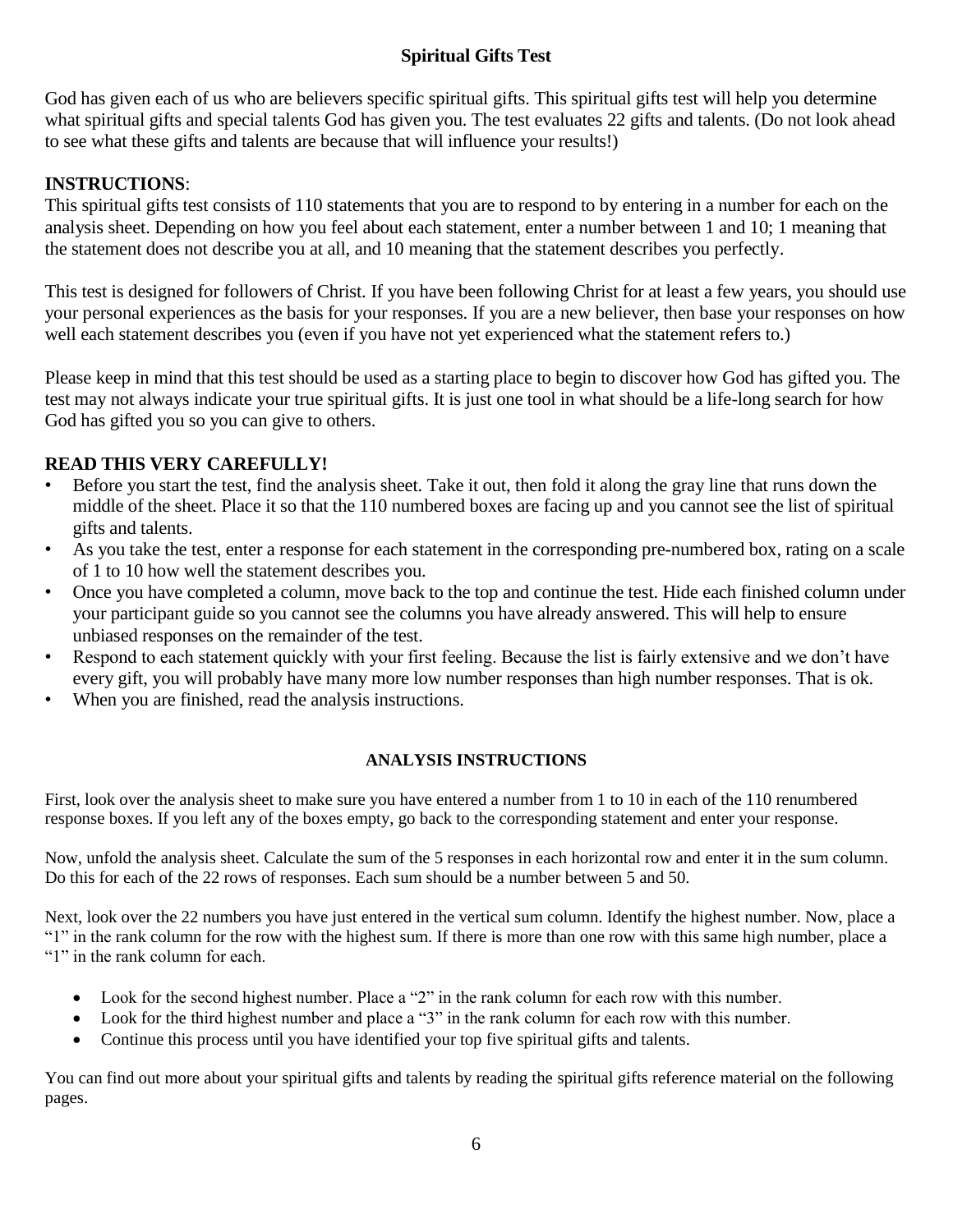# Spiritual Gifts Test

God has given each of us who are believers specific spiritual gifts. This spiritual gifts test will help you determine what spiritual gifts and special talents God has given you. The test evaluates 22 gifts and talents. (Do not look ahead to see what these gifts and talents are because that will influence your results!)

## INSTRUCTIONS:

This spiritual gifts test consists of 110 statements that you are to respond to by entering in a number for each on the analysis sheet. Depending on how you feel about each statement, enter a number between 1 and 10; 1 meaning that the statement does not describe you at all, and 10 meaning that the statement describes you perfectly.

This test is designed for followers of Christ. If you have been following Christ for at least a few years, you should use your personal experiences as the basis for your responses. If you are a new believer, then base your responses on how well each statement describes you (even if you have not yet experienced what the statement refers to.)

Please keep in mind that this test should be used as a starting place to begin to discover how God has gifted you. The test may not always indicate your true spiritual gifts. It is just one tool in what should be a life-long search for how God has gifted you so you can give to others.

## READ THIS VERY CAREFULLY!

- Before you start the test, find the analysis sheet. Take it out, then fold it along the gray line that runs down the middle of the sheet. Place it so that the 110 numbered boxes are facing up and you cannot see the list of spiritual gifts and talents.
- As you take the test, enter a response for each statement in the corresponding pre-numbered box, rating on a scale of 1 to 10 how well the statement describes you.
- Once you have completed a column, move back to the top and continue the test. Hide each finished column under your participant guide so you cannot see the columns you have already answered. This will help to ensure unbiased responses on the remainder of the test.
- Respond to each statement quickly with your first feeling. Because the list is fairly extensive and we don't have every gift, you will probably have many more low number responses than high number responses. That is ok.
- When you are finished, read the analysis instructions.

## ANALYSIS INSTRUCTIONS

First, look over the analysis sheet to make sure you have entered a number from 1 to 10 in each of the 110 renumbered response boxes. If you left any of the boxes empty, go back to the corresponding statement and enter your response.

Now, unfold the analysis sheet. Calculate the sum of the 5 responses in each horizontal row and enter it in the sum column. Do this for each of the 22 rows of responses. Each sum should be a number between 5 and 50.

Next, look over the 22 numbers you have just entered in the vertical sum column. Identify the highest number. Now, place a "1" in the rank column for the row with the highest sum. If there is more than one row with this same high number, place a "1" in the rank column for each.

- Look for the second highest number. Place a "2" in the rank column for each row with this number.
- Look for the third highest number and place a "3" in the rank column for each row with this number.
- Continue this process until you have identified your top five spiritual gifts and talents.

You can find out more about your spiritual gifts and talents by reading the spiritual gifts reference material on the following pages.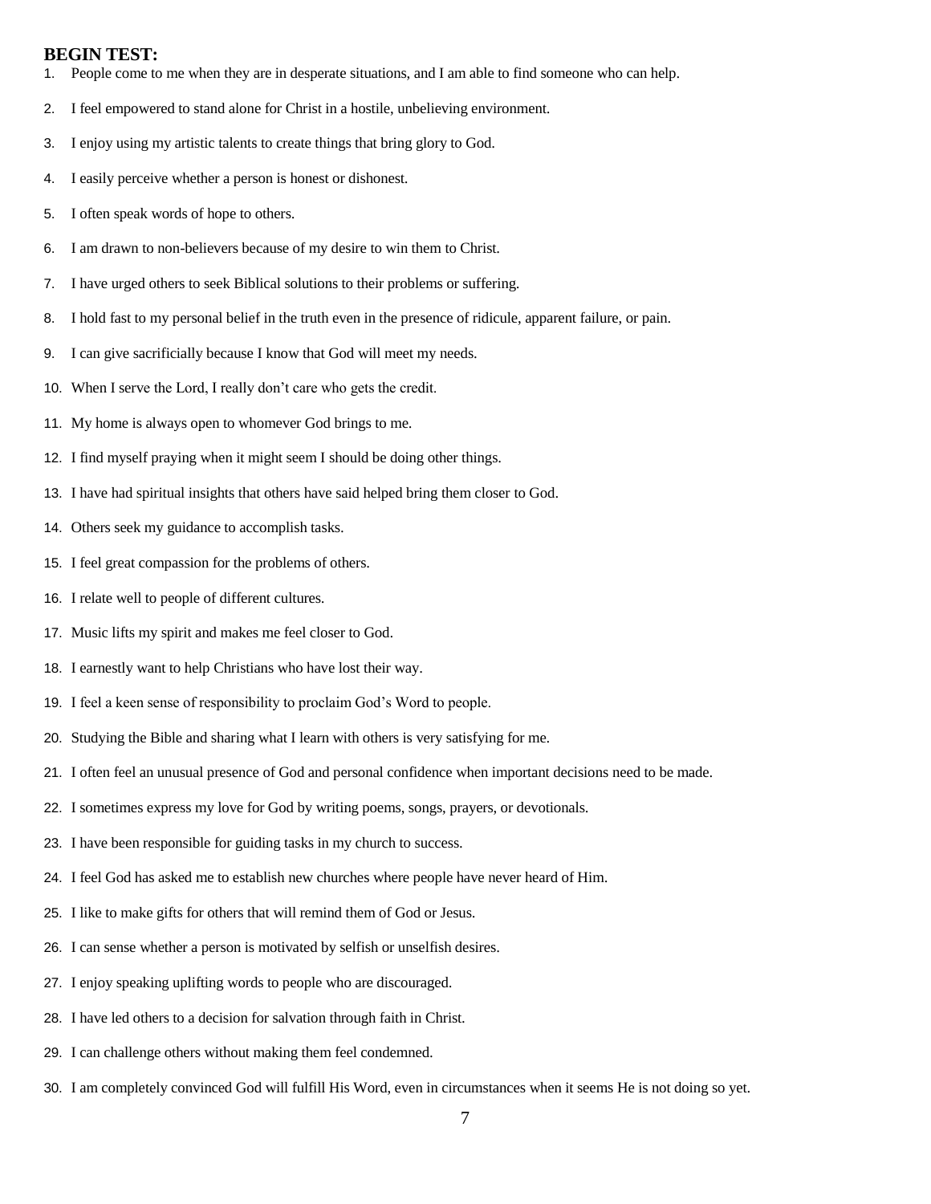**BEGIN TEST:**

1. People come to me when they are in desperate situations, and I am able to find someone who can help.
2. I feel empowered to stand alone for Christ in a hostile, unbelieving environment.
3. I enjoy using my artistic talents to create things that bring glory to God.
4. I easily perceive whether a person is honest or dishonest.
5. I often speak words of hope to others.
6. I am drawn to non-believers because of my desire to win them to Christ.
7. I have urged others to seek Biblical solutions to their problems or suffering.
8. I hold fast to my personal belief in the truth even in the presence of ridicule, apparent failure, or pain.
9. I can give sacrificially because I know that God will meet my needs.
10. When I serve the Lord, I really don't care who gets the credit.
11. My home is always open to whomever God brings to me.
12. I find myself praying when it might seem I should be doing other things.
13. I have had spiritual insights that others have said helped bring them closer to God.
14. Others seek my guidance to accomplish tasks.
15. I feel great compassion for the problems of others.
16. I relate well to people of different cultures.
17. Music lifts my spirit and makes me feel closer to God.
18. I earnestly want to help Christians who have lost their way.
19. I feel a keen sense of responsibility to proclaim God's Word to people.
20. Studying the Bible and sharing what I learn with others is very satisfying for me.
21. I often feel an unusual presence of God and personal confidence when important decisions need to be made.
22. I sometimes express my love for God by writing poems, songs, prayers, or devotionals.
23. I have been responsible for guiding tasks in my church to success.
24. I feel God has asked me to establish new churches where people have never heard of Him.
25. I like to make gifts for others that will remind them of God or Jesus.
26. I can sense whether a person is motivated by selfish or unselfish desires.
27. I enjoy speaking uplifting words to people who are discouraged.
28. I have led others to a decision for salvation through faith in Christ.
29. I can challenge others without making them feel condemned.
30. I am completely convinced God will fulfill His Word, even in circumstances when it seems He is not doing so yet.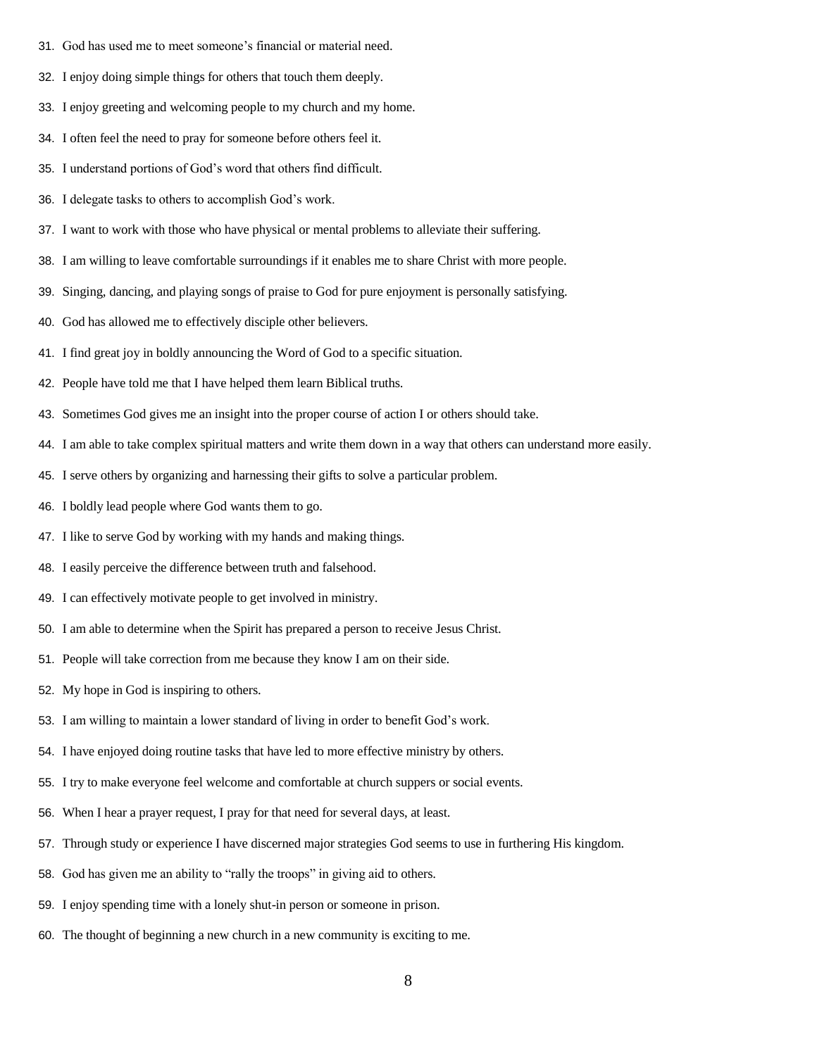31. God has used me to meet someone's financial or material need.
32. I enjoy doing simple things for others that touch them deeply.
33. I enjoy greeting and welcoming people to my church and my home.
34. I often feel the need to pray for someone before others feel it.
35. I understand portions of God's word that others find difficult.
36. I delegate tasks to others to accomplish God's work.
37. I want to work with those who have physical or mental problems to alleviate their suffering.
38. I am willing to leave comfortable surroundings if it enables me to share Christ with more people.
39. Singing, dancing, and playing songs of praise to God for pure enjoyment is personally satisfying.
40. God has allowed me to effectively disciple other believers.
41. I find great joy in boldly announcing the Word of God to a specific situation.
42. People have told me that I have helped them learn Biblical truths.
43. Sometimes God gives me an insight into the proper course of action I or others should take.
44. I am able to take complex spiritual matters and write them down in a way that others can understand more easily.
45. I serve others by organizing and harnessing their gifts to solve a particular problem.
46. I boldly lead people where God wants them to go.
47. I like to serve God by working with my hands and making things.
48. I easily perceive the difference between truth and falsehood.
49. I can effectively motivate people to get involved in ministry.
50. I am able to determine when the Spirit has prepared a person to receive Jesus Christ.
51. People will take correction from me because they know I am on their side.
52. My hope in God is inspiring to others.
53. I am willing to maintain a lower standard of living in order to benefit God's work.
54. I have enjoyed doing routine tasks that have led to more effective ministry by others.
55. I try to make everyone feel welcome and comfortable at church suppers or social events.
56. When I hear a prayer request, I pray for that need for several days, at least.
57. Through study or experience I have discerned major strategies God seems to use in furthering His kingdom.
58. God has given me an ability to "rally the troops" in giving aid to others.
59. I enjoy spending time with a lonely shut-in person or someone in prison.
60. The thought of beginning a new church in a new community is exciting to me.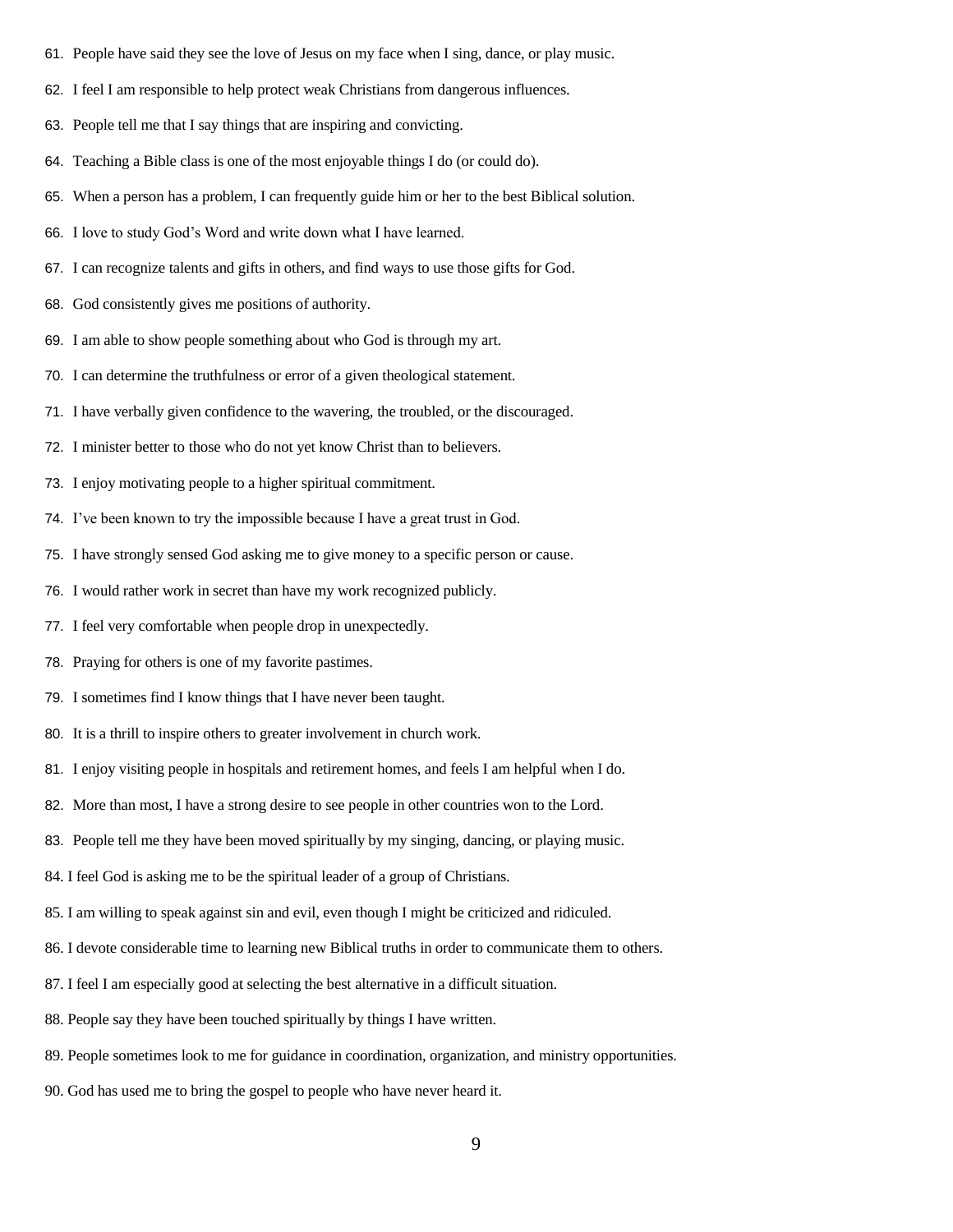61. People have said they see the love of Jesus on my face when I sing, dance, or play music.
62. I feel I am responsible to help protect weak Christians from dangerous influences.
63. People tell me that I say things that are inspiring and convicting.
64. Teaching a Bible class is one of the most enjoyable things I do (or could do).
65. When a person has a problem, I can frequently guide him or her to the best Biblical solution.
66. I love to study God's Word and write down what I have learned.
67. I can recognize talents and gifts in others, and find ways to use those gifts for God.
68. God consistently gives me positions of authority.
69. I am able to show people something about who God is through my art.
70. I can determine the truthfulness or error of a given theological statement.
71. I have verbally given confidence to the wavering, the troubled, or the discouraged.
72. I minister better to those who do not yet know Christ than to believers.
73. I enjoy motivating people to a higher spiritual commitment.
74. I've been known to try the impossible because I have a great trust in God.
75. I have strongly sensed God asking me to give money to a specific person or cause.
76. I would rather work in secret than have my work recognized publicly.
77. I feel very comfortable when people drop in unexpectedly.
78. Praying for others is one of my favorite pastimes.
79. I sometimes find I know things that I have never been taught.
80. It is a thrill to inspire others to greater involvement in church work.
81. I enjoy visiting people in hospitals and retirement homes, and feels I am helpful when I do.
82. More than most, I have a strong desire to see people in other countries won to the Lord.
83. People tell me they have been moved spiritually by my singing, dancing, or playing music.
84. I feel God is asking me to be the spiritual leader of a group of Christians.
85. I am willing to speak against sin and evil, even though I might be criticized and ridiculed.
86. I devote considerable time to learning new Biblical truths in order to communicate them to others.
87. I feel I am especially good at selecting the best alternative in a difficult situation.
88. People say they have been touched spiritually by things I have written.
89. People sometimes look to me for guidance in coordination, organization, and ministry opportunities.
90. God has used me to bring the gospel to people who have never heard it.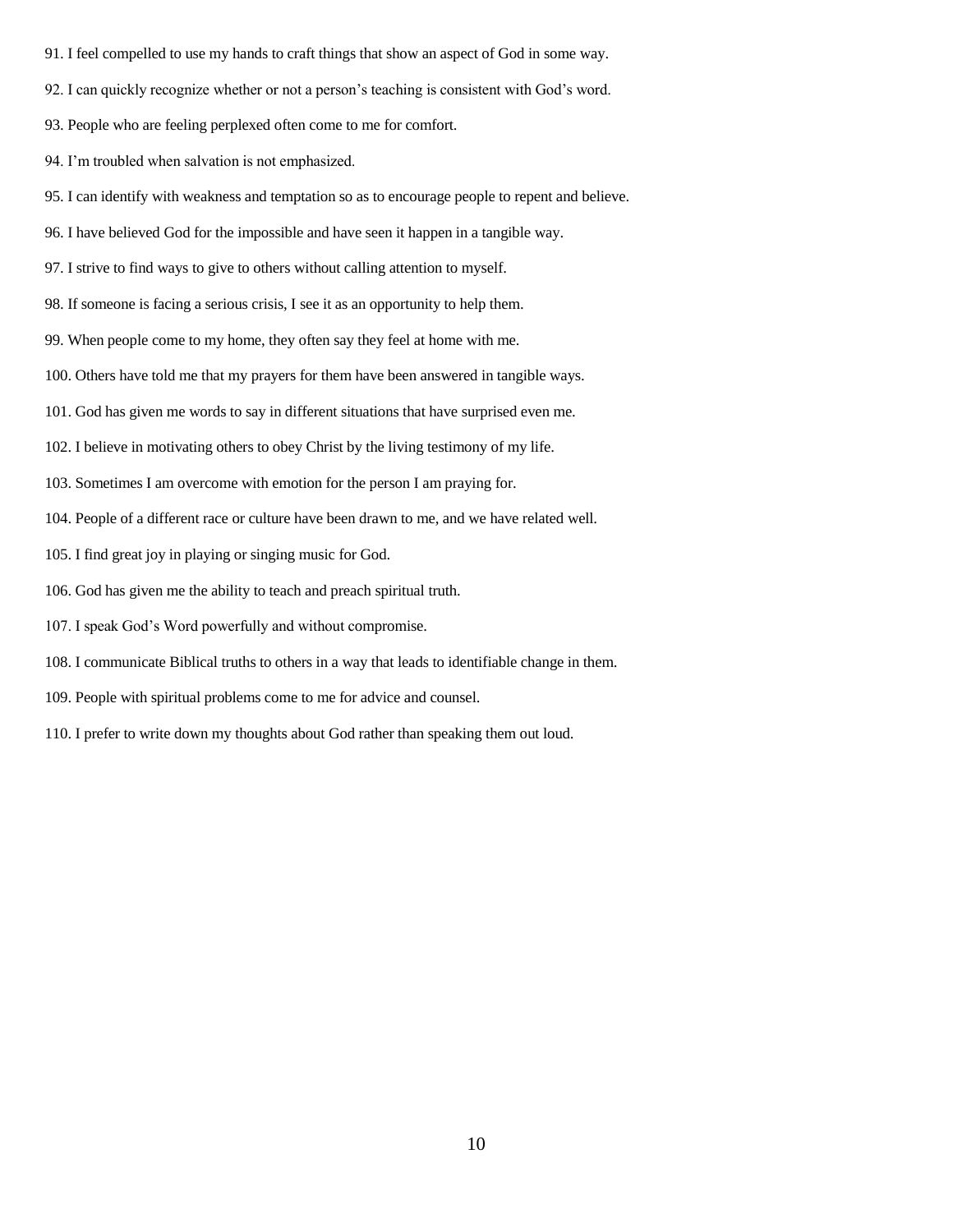91. I feel compelled to use my hands to craft things that show an aspect of God in some way.

92. I can quickly recognize whether or not a person's teaching is consistent with God's word.

93. People who are feeling perplexed often come to me for comfort.

94. I'm troubled when salvation is not emphasized.

95. I can identify with weakness and temptation so as to encourage people to repent and believe.

96. I have believed God for the impossible and have seen it happen in a tangible way.

97. I strive to find ways to give to others without calling attention to myself.

98. If someone is facing a serious crisis, I see it as an opportunity to help them.

99. When people come to my home, they often say they feel at home with me.

100. Others have told me that my prayers for them have been answered in tangible ways.

101. God has given me words to say in different situations that have surprised even me.

102. I believe in motivating others to obey Christ by the living testimony of my life.

103. Sometimes I am overcome with emotion for the person I am praying for.

104. People of a different race or culture have been drawn to me, and we have related well.

105. I find great joy in playing or singing music for God.

106. God has given me the ability to teach and preach spiritual truth.

107. I speak God's Word powerfully and without compromise.

108. I communicate Biblical truths to others in a way that leads to identifiable change in them.

109. People with spiritual problems come to me for advice and counsel.

110. I prefer to write down my thoughts about God rather than speaking them out loud.